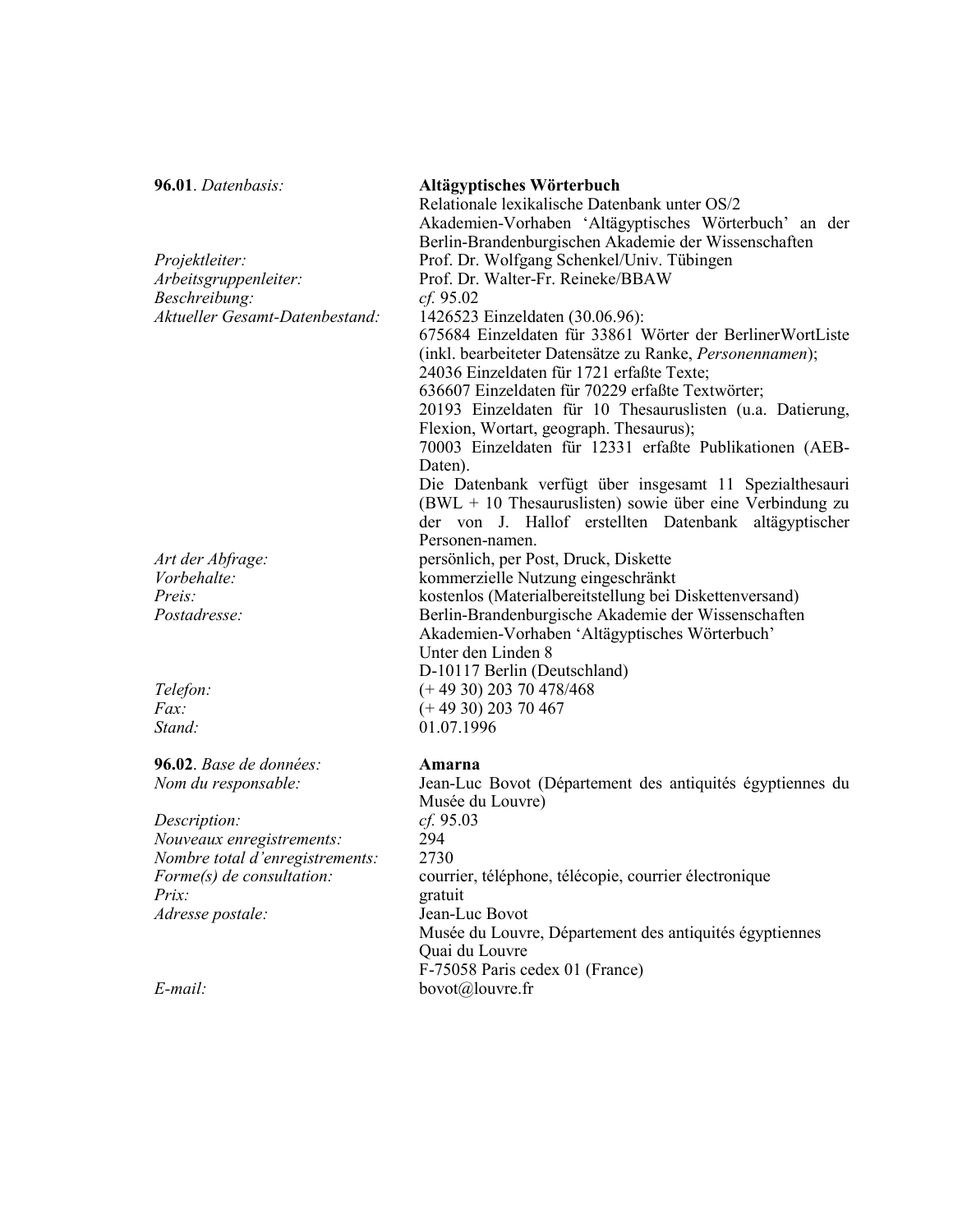**96.01**. *Datenbasis:* **Altägyptisches Wörterbuch**
Relationale lexikalische Datenbank unter OS/2
Akademien-Vorhaben 'Altägyptisches Wörterbuch' an der Berlin-Brandenburgischen Akademie der Wissenschaften

*Projektleiter:* Prof. Dr. Wolfgang Schenkel/Univ. Tübingen
*Arbeitsgruppenleiter:* Prof. Dr. Walter-Fr. Reineke/BBAW
*Beschreibung:* *cf.* 95.02
*Aktueller Gesamt-Datenbestand:* 1426523 Einzeldaten (30.06.96):
675684 Einzeldaten für 33861 Wörter der BerlinerWortListe (inkl. bearbeiteter Datensätze zu Ranke, *Personennamen*);
24036 Einzeldaten für 1721 erfaßte Texte;
636607 Einzeldaten für 70229 erfaßte Textwörter;
20193 Einzeldaten für 10 Thesauruslisten (u.a. Datierung, Flexion, Wortart, geograph. Thesaurus);
70003 Einzeldaten für 12331 erfaßte Publikationen (AEB-Daten).
Die Datenbank verfügt über insgesamt 11 Spezialthesauri (BWL + 10 Thesauruslisten) sowie über eine Verbindung zu der von J. Hallof erstellten Datenbank altägyptischer Personen-namen.
*Art der Abfrage:* persönlich, per Post, Druck, Diskette
*Vorbehalte:* kommerzielle Nutzung eingeschränkt
*Preis:* kostenlos (Materialbereitstellung bei Diskettenversand)
*Postadresse:* Berlin-Brandenburgische Akademie der Wissenschaften
Akademien-Vorhaben 'Altägyptisches Wörterbuch'
Unter den Linden 8
D-10117 Berlin (Deutschland)
*Telefon:* (+ 49 30) 203 70 478/468
*Fax:* (+ 49 30) 203 70 467
*Stand:* 01.07.1996

**96.02**. *Base de données:* **Amarna**
*Nom du responsable:* Jean-Luc Bovot (Département des antiquités égyptiennes du Musée du Louvre)
*Description:* *cf.* 95.03
*Nouveaux enregistrements:* 294
*Nombre total d'enregistrements:* 2730
*Forme(s) de consultation:* courrier, téléphone, télécopie, courrier électronique
*Prix:* gratuit
*Adresse postale:* Jean-Luc Bovot
Musée du Louvre, Département des antiquités égyptiennes
Quai du Louvre
F-75058 Paris cedex 01 (France)
*E-mail:* bovot@louvre.fr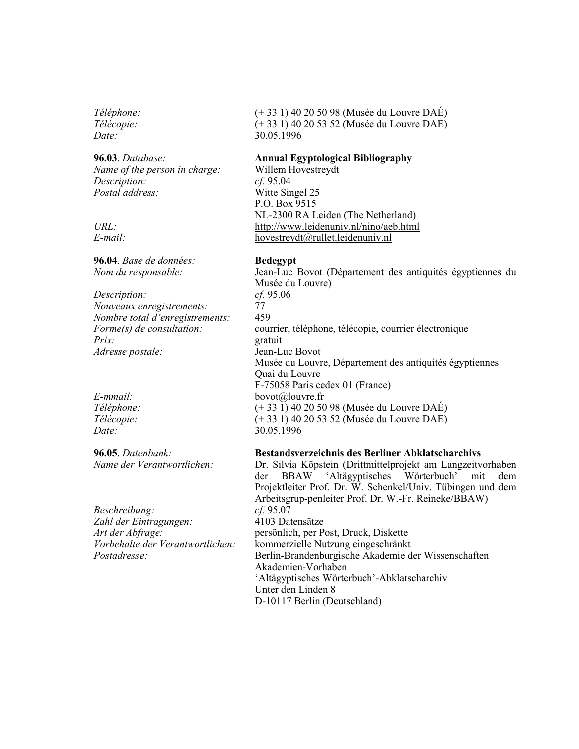*Téléphone:* (+ 33 1) 40 20 50 98 (Musée du Louvre DAÉ)
*Télécopie:* (+ 33 1) 40 20 53 52 (Musée du Louvre DAE)
*Date:* 30.05.1996

**96.03**. *Database:* **Annual Egyptological Bibliography**
*Name of the person in charge:* Willem Hovestreydt
*Description:* *cf.* 95.04
*Postal address:* Witte Singel 25
P.O. Box 9515
NL-2300 RA Leiden (The Netherland)
*URL:* http://www.leidenuniv.nl/nino/aeb.html
*E-mail:* hovestreydt@rullet.leidenuniv.nl

**96.04**. *Base de données:* **Bedegypt**
*Nom du responsable:* Jean-Luc Bovot (Département des antiquités égyptiennes du Musée du Louvre)
*Description:* *cf.* 95.06
*Nouveaux enregistrements:* 77
*Nombre total d'enregistrements:* 459
*Forme(s) de consultation:* courrier, téléphone, télécopie, courrier électronique
*Prix:* gratuit
*Adresse postale:* Jean-Luc Bovot
Musée du Louvre, Département des antiquités égyptiennes
Quai du Louvre
F-75058 Paris cedex 01 (France)
*E-mmail:* bovot@louvre.fr
*Téléphone:* (+ 33 1) 40 20 50 98 (Musée du Louvre DAÉ)
*Télécopie:* (+ 33 1) 40 20 53 52 (Musée du Louvre DAE)
*Date:* 30.05.1996

**96.05**. *Datenbank:* **Bestandsverzeichnis des Berliner Abklatscharchivs**
*Name der Verantwortlichen:* Dr. Silvia Köpstein (Drittmittelprojekt am Langzeitvorhaben der BBAW 'Altägyptisches Wörterbuch' mit dem Projektleiter Prof. Dr. W. Schenkel/Univ. Tübingen und dem Arbeitsgrup-penleiter Prof. Dr. W.-Fr. Reineke/BBAW)
*Beschreibung:* *cf.* 95.07
*Zahl der Eintragungen:* 4103 Datensätze
*Art der Abfrage:* persönlich, per Post, Druck, Diskette
*Vorbehalte der Verantwortlichen:* kommerzielle Nutzung eingeschränkt
*Postadresse:* Berlin-Brandenburgische Akademie der Wissenschaften
Akademien-Vorhaben
'Altägyptisches Wörterbuch'-Abklatscharchiv
Unter den Linden 8
D-10117 Berlin (Deutschland)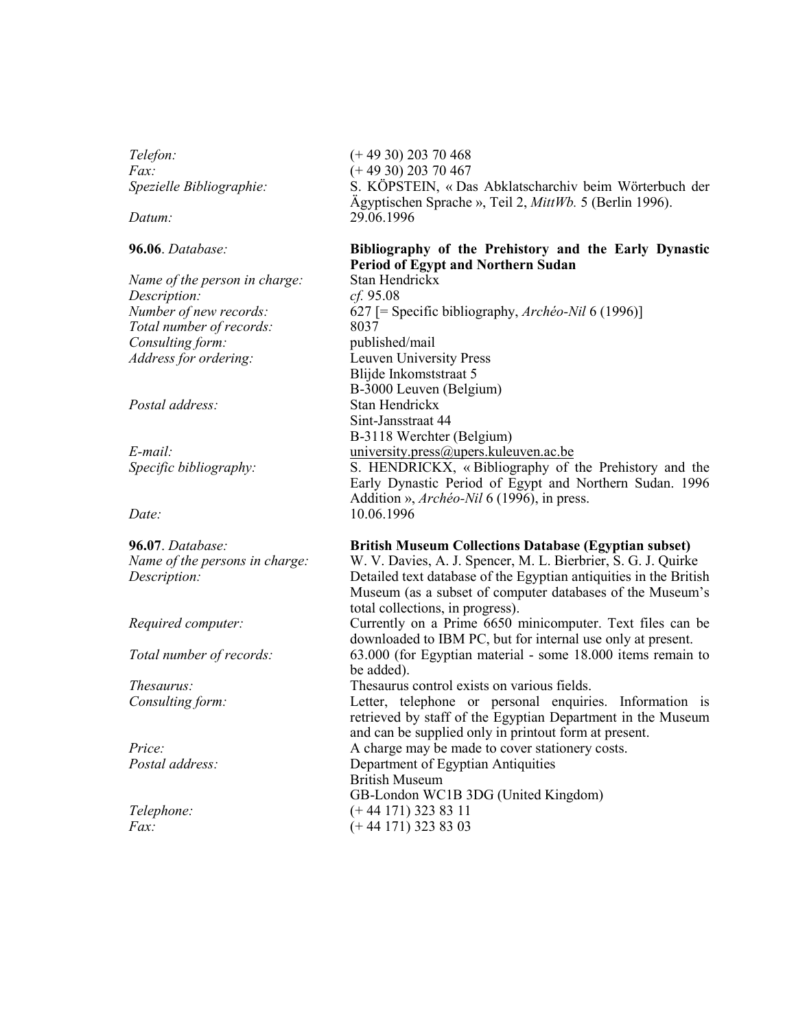*Telefon:* (+ 49 30) 203 70 468
*Fax:* (+ 49 30) 203 70 467
*Spezielle Bibliographie:* S. KÖPSTEIN, « Das Abklatscharchiv beim Wörterbuch der Ägyptischen Sprache », Teil 2, *MittWb.* 5 (Berlin 1996).
*Datum:* 29.06.1996

**96.06**. *Database:* **Bibliography of the Prehistory and the Early Dynastic Period of Egypt and Northern Sudan**
*Name of the person in charge:* Stan Hendrickx
*Description:* *cf.* 95.08
*Number of new records:* 627 [= Specific bibliography, *Archéo-Nil* 6 (1996)]
*Total number of records:* 8037
*Consulting form:* published/mail
*Address for ordering:* Leuven University Press
Blijde Inkomststraat 5
B-3000 Leuven (Belgium)
*Postal address:* Stan Hendrickx
Sint-Jansstraat 44
B-3118 Werchter (Belgium)
*E-mail:* university.press@upers.kuleuven.ac.be
*Specific bibliography:* S. HENDRICKX, « Bibliography of the Prehistory and the Early Dynastic Period of Egypt and Northern Sudan. 1996 Addition », *Archéo-Nil* 6 (1996), in press.
*Date:* 10.06.1996

**96.07**. *Database:* **British Museum Collections Database (Egyptian subset)**
*Name of the persons in charge:* W. V. Davies, A. J. Spencer, M. L. Bierbrier, S. G. J. Quirke
*Description:* Detailed text database of the Egyptian antiquities in the British Museum (as a subset of computer databases of the Museum's total collections, in progress).
*Required computer:* Currently on a Prime 6650 minicomputer. Text files can be downloaded to IBM PC, but for internal use only at present.
*Total number of records:* 63.000 (for Egyptian material - some 18.000 items remain to be added).
*Thesaurus:* Thesaurus control exists on various fields.
*Consulting form:* Letter, telephone or personal enquiries. Information is retrieved by staff of the Egyptian Department in the Museum and can be supplied only in printout form at present.
*Price:* A charge may be made to cover stationery costs.
*Postal address:* Department of Egyptian Antiquities
British Museum
GB-London WC1B 3DG (United Kingdom)
*Telephone:* (+ 44 171) 323 83 11
*Fax:* (+ 44 171) 323 83 03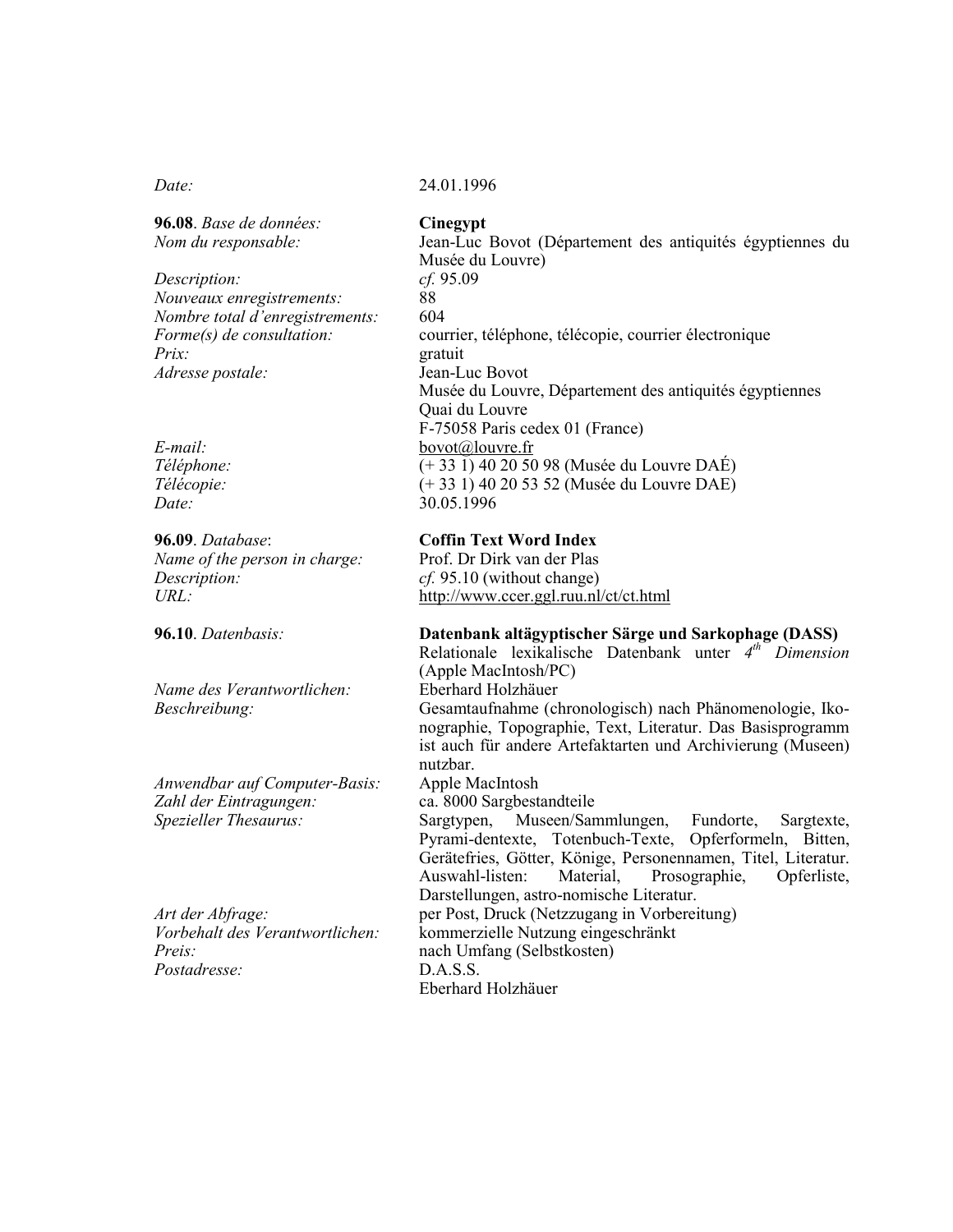*Date:* 24.01.1996

**96.08**. *Base de données:* **Cinegypt**
*Nom du responsable:* Jean-Luc Bovot (Département des antiquités égyptiennes du Musée du Louvre)
*Description:* *cf.* 95.09
*Nouveaux enregistrements:* 88
*Nombre total d'enregistrements:* 604
*Forme(s) de consultation:* courrier, téléphone, télécopie, courrier électronique
*Prix:* gratuit
*Adresse postale:* Jean-Luc Bovot
Musée du Louvre, Département des antiquités égyptiennes
Quai du Louvre
F-75058 Paris cedex 01 (France)
*E-mail:* bovot@louvre.fr
*Téléphone:* (+ 33 1) 40 20 50 98 (Musée du Louvre DAÉ)
*Télécopie:* (+ 33 1) 40 20 53 52 (Musée du Louvre DAE)
*Date:* 30.05.1996

**96.09**. *Database*: **Coffin Text Word Index**
*Name of the person in charge:* Prof. Dr Dirk van der Plas
*Description:* *cf.* 95.10 (without change)
*URL:* http://www.ccer.ggl.ruu.nl/ct/ct.html

**96.10**. *Datenbasis:* **Datenbank altägyptischer Särge und Sarkophage (DASS)**
Relationale lexikalische Datenbank unter *4th Dimension* (Apple MacIntosh/PC)
*Name des Verantwortlichen:* Eberhard Holzhäuer
*Beschreibung:* Gesamtaufnahme (chronologisch) nach Phänomenologie, Ikonographie, Topographie, Text, Literatur. Das Basisprogramm ist auch für andere Artefaktarten und Archivierung (Museen) nutzbar.
*Anwendbar auf Computer-Basis:* Apple MacIntosh
*Zahl der Eintragungen:* ca. 8000 Sargbestandteile
*Spezieller Thesaurus:* Sargtypen, Museen/Sammlungen, Fundorte, Sargtexte, Pyrami-dentexte, Totenbuch-Texte, Opferformeln, Bitten, Gerätefries, Götter, Könige, Personennamen, Titel, Literatur. Auswahl-listen: Material, Prosographie, Opferliste, Darstellungen, astro-nomische Literatur.
*Art der Abfrage:* per Post, Druck (Netzzugang in Vorbereitung)
*Vorbehalt des Verantwortlichen:* kommerzielle Nutzung eingeschränkt
*Preis:* nach Umfang (Selbstkosten)
*Postadresse:* D.A.S.S.
Eberhard Holzhäuer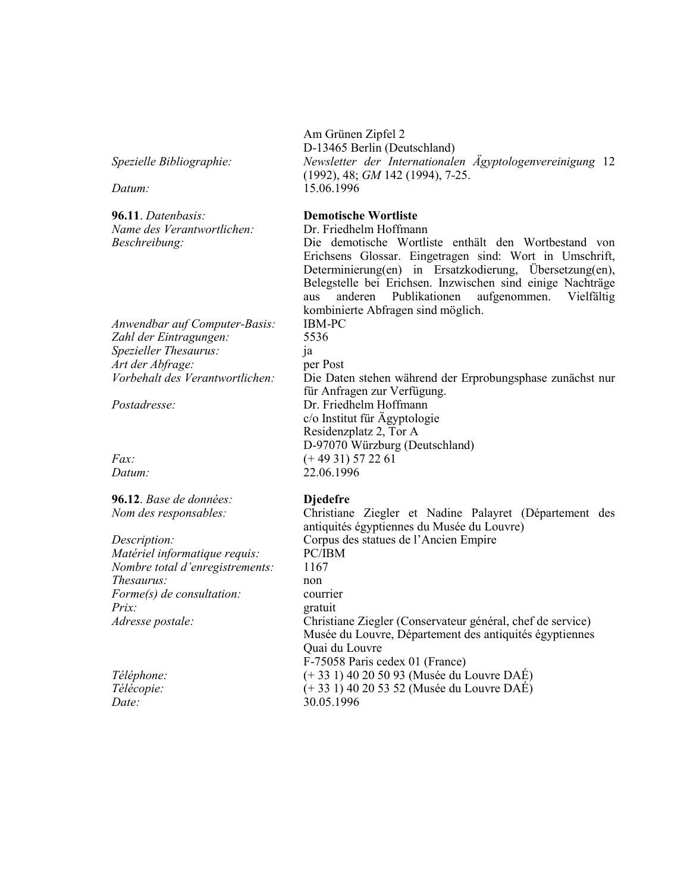Am Grünen Zipfel 2
D-13465 Berlin (Deutschland)

*Spezielle Bibliographie:* *Newsletter der Internationalen Ägyptologenvereinigung* 12 (1992), 48; *GM* 142 (1994), 7-25.

*Datum:* 15.06.1996

**96.11**. *Datenbasis:* **Demotische Wortliste**

*Name des Verantwortlichen:* Dr. Friedhelm Hoffmann

*Beschreibung:* Die demotische Wortliste enthält den Wortbestand von Erichsens Glossar. Eingetragen sind: Wort in Umschrift, Determinierung(en) in Ersatzkodierung, Übersetzung(en), Belegstelle bei Erichsen. Inzwischen sind einige Nachträge aus anderen Publikationen aufgenommen. Vielfältig kombinierte Abfragen sind möglich.

*Anwendbar auf Computer-Basis:* IBM-PC

*Zahl der Eintragungen:* 5536

*Spezieller Thesaurus:* ja

*Art der Abfrage:* per Post

*Vorbehalt des Verantwortlichen:* Die Daten stehen während der Erprobungsphase zunächst nur für Anfragen zur Verfügung.

*Postadresse:* Dr. Friedhelm Hoffmann
c/o Institut für Ägyptologie
Residenzplatz 2, Tor A
D-97070 Würzburg (Deutschland)

*Fax:* (+ 49 31) 57 22 61

*Datum:* 22.06.1996

**96.12**. *Base de données:* **Djedefre**

*Nom des responsables:* Christiane Ziegler et Nadine Palayret (Département des antiquités égyptiennes du Musée du Louvre)

*Description:* Corpus des statues de l'Ancien Empire

*Matériel informatique requis:* PC/IBM

*Nombre total d'enregistrements:* 1167

*Thesaurus:* non

*Forme(s) de consultation:* courrier

*Prix:* gratuit

*Adresse postale:* Christiane Ziegler (Conservateur général, chef de service)
Musée du Louvre, Département des antiquités égyptiennes
Quai du Louvre
F-75058 Paris cedex 01 (France)

*Téléphone:* (+ 33 1) 40 20 50 93 (Musée du Louvre DAÉ)

*Télécopie:* (+ 33 1) 40 20 53 52 (Musée du Louvre DAÉ)

*Date:* 30.05.1996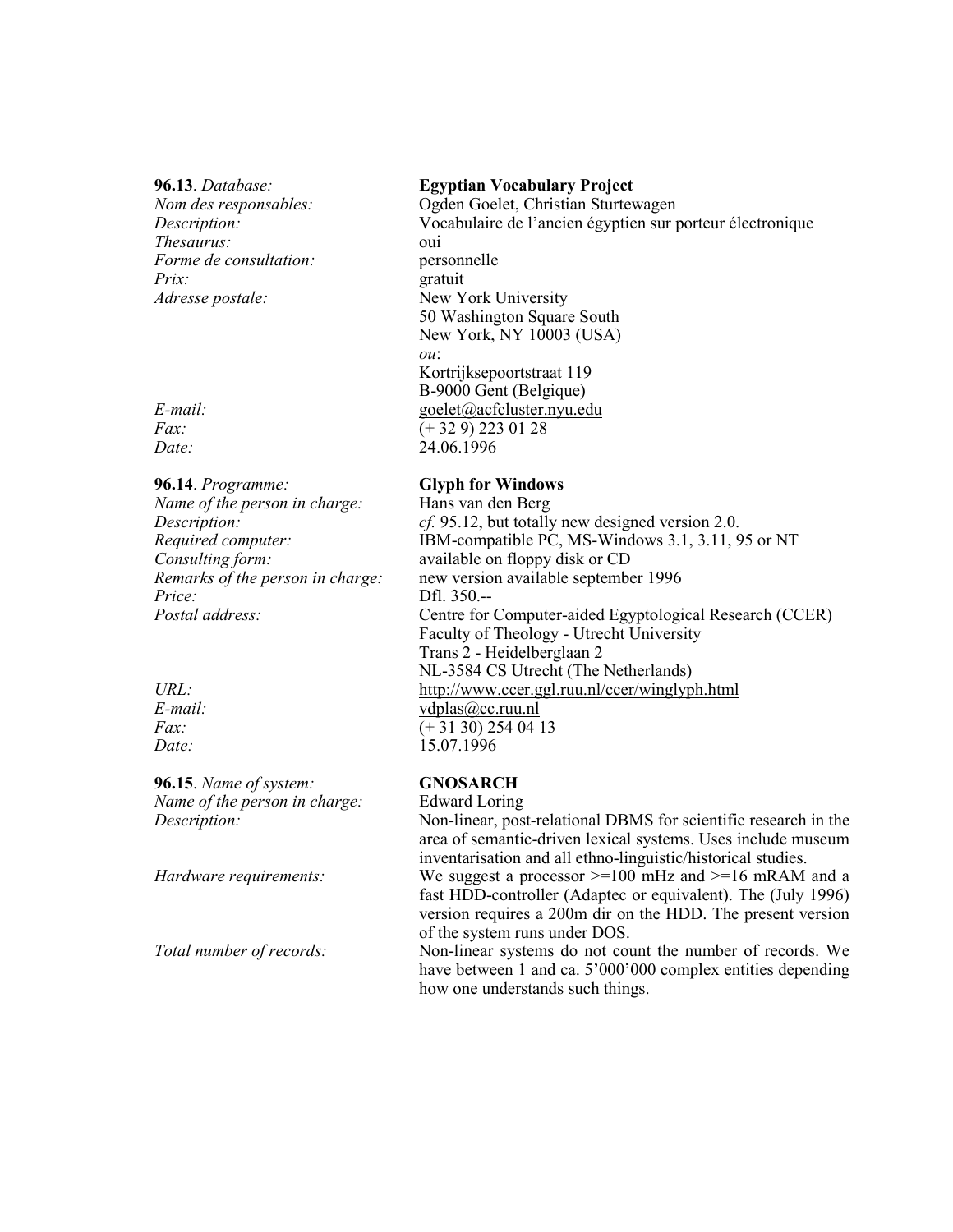**96.13**. *Database:* **Egyptian Vocabulary Project**

*Nom des responsables:* Ogden Goelet, Christian Sturtewagen

*Description:* Vocabulaire de l'ancien égyptien sur porteur électronique

*Thesaurus:* oui

*Forme de consultation:* personnelle

*Prix:* gratuit

*Adresse postale:* New York University
50 Washington Square South
New York, NY 10003 (USA)
*ou*:
Kortrijksepoortstraat 119
B-9000 Gent (Belgique)

*E-mail:* goelet@acfcluster.nyu.edu

*Fax:* (+ 32 9) 223 01 28

*Date:* 24.06.1996

**96.14**. *Programme:* **Glyph for Windows**

*Name of the person in charge:* Hans van den Berg

*Description:* *cf.* 95.12, but totally new designed version 2.0.

*Required computer:* IBM-compatible PC, MS-Windows 3.1, 3.11, 95 or NT

*Consulting form:* available on floppy disk or CD

*Remarks of the person in charge:* new version available september 1996

*Price:* Dfl. 350.--

*Postal address:* Centre for Computer-aided Egyptological Research (CCER)
Faculty of Theology - Utrecht University
Trans 2 - Heidelberglaan 2
NL-3584 CS Utrecht (The Netherlands)

*URL:* http://www.ccer.ggl.ruu.nl/ccer/winglyph.html

*E-mail:* vdplas@cc.ruu.nl

*Fax:* (+ 31 30) 254 04 13

*Date:* 15.07.1996

**96.15**. *Name of system:* **GNOSARCH**

*Name of the person in charge:* Edward Loring

*Description:* Non-linear, post-relational DBMS for scientific research in the area of semantic-driven lexical systems. Uses include museum inventarisation and all ethno-linguistic/historical studies.

*Hardware requirements:* We suggest a processor >=100 mHz and >=16 mRAM and a fast HDD-controller (Adaptec or equivalent). The (July 1996) version requires a 200m dir on the HDD. The present version of the system runs under DOS.

*Total number of records:* Non-linear systems do not count the number of records. We have between 1 and ca. 5'000'000 complex entities depending how one understands such things.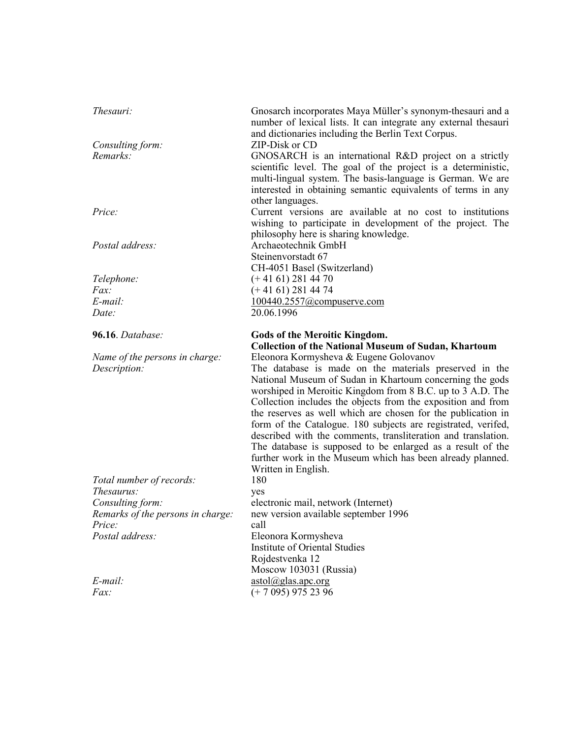*Thesauri:* Gnosarch incorporates Maya Müller's synonym-thesauri and a number of lexical lists. It can integrate any external thesauri and dictionaries including the Berlin Text Corpus.

*Consulting form:* ZIP-Disk or CD

*Remarks:* GNOSARCH is an international R&D project on a strictly scientific level. The goal of the project is a deterministic, multi-lingual system. The basis-language is German. We are interested in obtaining semantic equivalents of terms in any other languages.

*Price:* Current versions are available at no cost to institutions wishing to participate in development of the project. The philosophy here is sharing knowledge.

*Postal address:* Archaeotechnik GmbH
Steinenvorstadt 67
CH-4051 Basel (Switzerland)

*Telephone:* (+ 41 61) 281 44 70

*Fax:* (+ 41 61) 281 44 74

*E-mail:* 100440.2557@compuserve.com

*Date:* 20.06.1996

**96.16**. *Database:* **Gods of the Meroitic Kingdom. Collection of the National Museum of Sudan, Khartoum**

*Name of the persons in charge:* Eleonora Kormysheva & Eugene Golovanov

*Description:* The database is made on the materials preserved in the National Museum of Sudan in Khartoum concerning the gods worshiped in Meroitic Kingdom from 8 B.C. up to 3 A.D. The Collection includes the objects from the exposition and from the reserves as well which are chosen for the publication in form of the Catalogue. 180 subjects are registrated, verifed, described with the comments, transliteration and translation. The database is supposed to be enlarged as a result of the further work in the Museum which has been already planned. Written in English.

*Total number of records:* 180

*Thesaurus:* yes

*Consulting form:* electronic mail, network (Internet)

*Remarks of the persons in charge:* new version available september 1996

*Price:* call

*Postal address:* Eleonora Kormysheva
Institute of Oriental Studies
Rojdestvenka 12
Moscow 103031 (Russia)

*E-mail:* astol@glas.apc.org

*Fax:* (+ 7 095) 975 23 96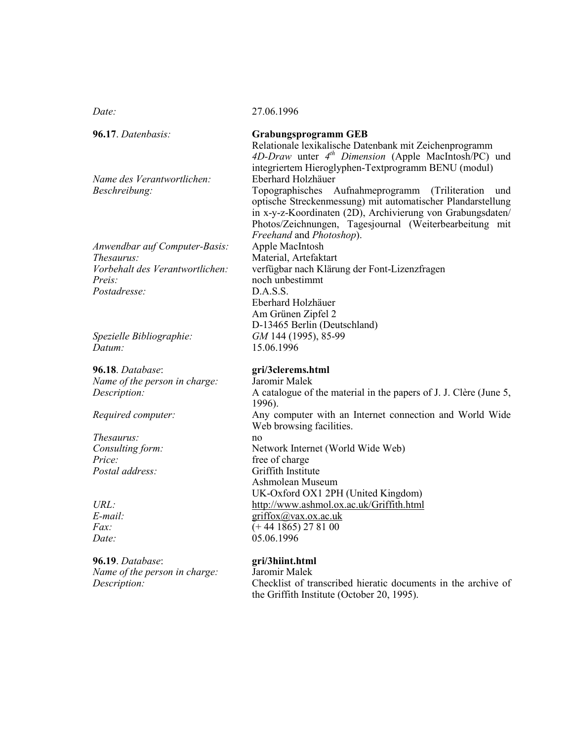*Date:* 27.06.1996

**96.17**. *Datenbasis:* **Grabungsprogramm GEB**
Relationale lexikalische Datenbank mit Zeichenprogramm *4D-Draw* unter *4th Dimension* (Apple MacIntosh/PC) und integriertem Hieroglyphen-Textprogramm BENU (modul)

*Name des Verantwortlichen:* Eberhard Holzhäuer

*Beschreibung:* Topographisches Aufnahmeprogramm (Triliteration und optische Streckenmessung) mit automatischer Plandarstellung in x-y-z-Koordinaten (2D), Archivierung von Grabungsdaten/ Photos/Zeichnungen, Tagesjournal (Weiterbearbeitung mit *Freehand* and *Photoshop*).

*Anwendbar auf Computer-Basis:* Apple MacIntosh

*Thesaurus:* Material, Artefaktart

*Vorbehalt des Verantwortlichen:* verfügbar nach Klärung der Font-Lizenzfragen

*Preis:* noch unbestimmt

*Postadresse:* D.A.S.S.
Eberhard Holzhäuer
Am Grünen Zipfel 2
D-13465 Berlin (Deutschland)

*Spezielle Bibliographie:* *GM* 144 (1995), 85-99

*Datum:* 15.06.1996

**96.18**. *Database*: **gri/3clerems.html**

*Name of the person in charge:* Jaromir Malek

*Description:* A catalogue of the material in the papers of J. J. Clère (June 5, 1996).

*Required computer:* Any computer with an Internet connection and World Wide Web browsing facilities.

*Thesaurus:* no

*Consulting form:* Network Internet (World Wide Web)

*Price:* free of charge

*Postal address:* Griffith Institute
Ashmolean Museum
UK-Oxford OX1 2PH (United Kingdom)

*URL:* http://www.ashmol.ox.ac.uk/Griffith.html

*E-mail:* griffox@vax.ox.ac.uk

*Fax:* (+ 44 1865) 27 81 00

*Date:* 05.06.1996

**96.19**. *Database*: **gri/3hiint.html**

*Name of the person in charge:* Jaromir Malek

*Description:* Checklist of transcribed hieratic documents in the archive of the Griffith Institute (October 20, 1995).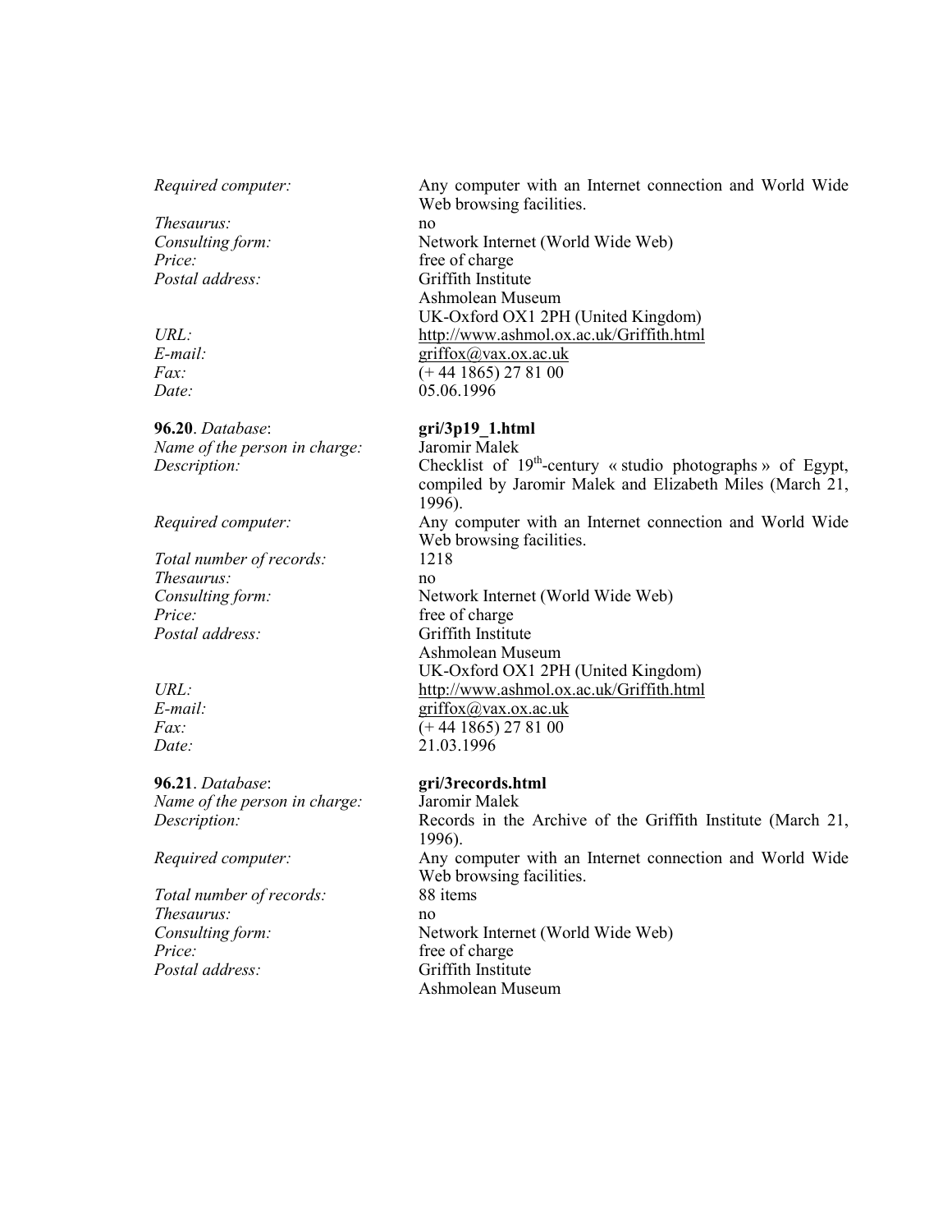*Required computer:* Any computer with an Internet connection and World Wide Web browsing facilities.
*Thesaurus:* no
*Consulting form:* Network Internet (World Wide Web)
*Price:* free of charge
*Postal address:* Griffith Institute
Ashmolean Museum
UK-Oxford OX1 2PH (United Kingdom)
*URL:* http://www.ashmol.ox.ac.uk/Griffith.html
*E-mail:* griffox@vax.ox.ac.uk
*Fax:* (+ 44 1865) 27 81 00
*Date:* 05.06.1996

**96.20**. *Database*: **gri/3p19_1.html**
*Name of the person in charge:* Jaromir Malek
*Description:* Checklist of 19th-century « studio photographs » of Egypt, compiled by Jaromir Malek and Elizabeth Miles (March 21, 1996).
*Required computer:* Any computer with an Internet connection and World Wide Web browsing facilities.
*Total number of records:* 1218
*Thesaurus:* no
*Consulting form:* Network Internet (World Wide Web)
*Price:* free of charge
*Postal address:* Griffith Institute
Ashmolean Museum
UK-Oxford OX1 2PH (United Kingdom)
*URL:* http://www.ashmol.ox.ac.uk/Griffith.html
*E-mail:* griffox@vax.ox.ac.uk
*Fax:* (+ 44 1865) 27 81 00
*Date:* 21.03.1996

**96.21**. *Database*: **gri/3records.html**
*Name of the person in charge:* Jaromir Malek
*Description:* Records in the Archive of the Griffith Institute (March 21, 1996).
*Required computer:* Any computer with an Internet connection and World Wide Web browsing facilities.
*Total number of records:* 88 items
*Thesaurus:* no
*Consulting form:* Network Internet (World Wide Web)
*Price:* free of charge
*Postal address:* Griffith Institute
Ashmolean Museum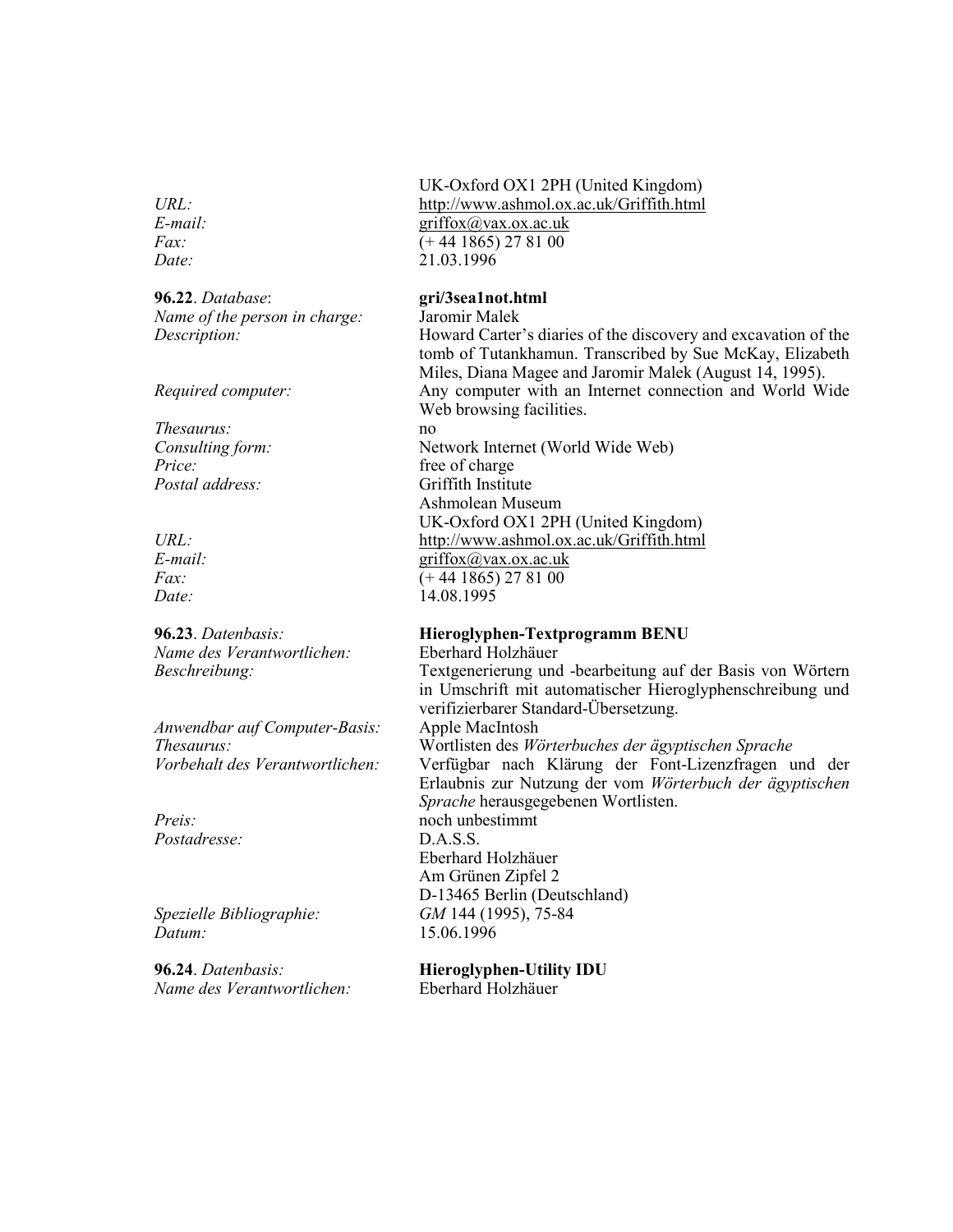UK-Oxford OX1 2PH (United Kingdom)

*URL:* http://www.ashmol.ox.ac.uk/Griffith.html
*E-mail:* griffox@vax.ox.ac.uk
*Fax:* (+ 44 1865) 27 81 00
*Date:* 21.03.1996

**96.22**. *Database*: **gri/3sea1not.html**
*Name of the person in charge:* Jaromir Malek
*Description:* Howard Carter's diaries of the discovery and excavation of the tomb of Tutankhamun. Transcribed by Sue McKay, Elizabeth Miles, Diana Magee and Jaromir Malek (August 14, 1995).
*Required computer:* Any computer with an Internet connection and World Wide Web browsing facilities.
*Thesaurus:* no
*Consulting form:* Network Internet (World Wide Web)
*Price:* free of charge
*Postal address:* Griffith Institute
Ashmolean Museum
UK-Oxford OX1 2PH (United Kingdom)
*URL:* http://www.ashmol.ox.ac.uk/Griffith.html
*E-mail:* griffox@vax.ox.ac.uk
*Fax:* (+ 44 1865) 27 81 00
*Date:* 14.08.1995

**96.23**. *Datenbasis:* **Hieroglyphen-Textprogramm BENU**
*Name des Verantwortlichen:* Eberhard Holzhäuer
*Beschreibung:* Textgenerierung und -bearbeitung auf der Basis von Wörtern in Umschrift mit automatischer Hieroglyphenschreibung und verifizierbarer Standard-Übersetzung.
*Anwendbar auf Computer-Basis:* Apple MacIntosh
*Thesaurus:* Wortlisten des *Wörterbuches der ägyptischen Sprache*
*Vorbehalt des Verantwortlichen:* Verfügbar nach Klärung der Font-Lizenzfragen und der Erlaubnis zur Nutzung der vom *Wörterbuch der ägyptischen Sprache* herausgegebenen Wortlisten.
*Preis:* noch unbestimmt
*Postadresse:* D.A.S.S.
Eberhard Holzhäuer
Am Grünen Zipfel 2
D-13465 Berlin (Deutschland)
*Spezielle Bibliographie:* *GM* 144 (1995), 75-84
*Datum:* 15.06.1996

**96.24**. *Datenbasis:* **Hieroglyphen-Utility IDU**
*Name des Verantwortlichen:* Eberhard Holzhäuer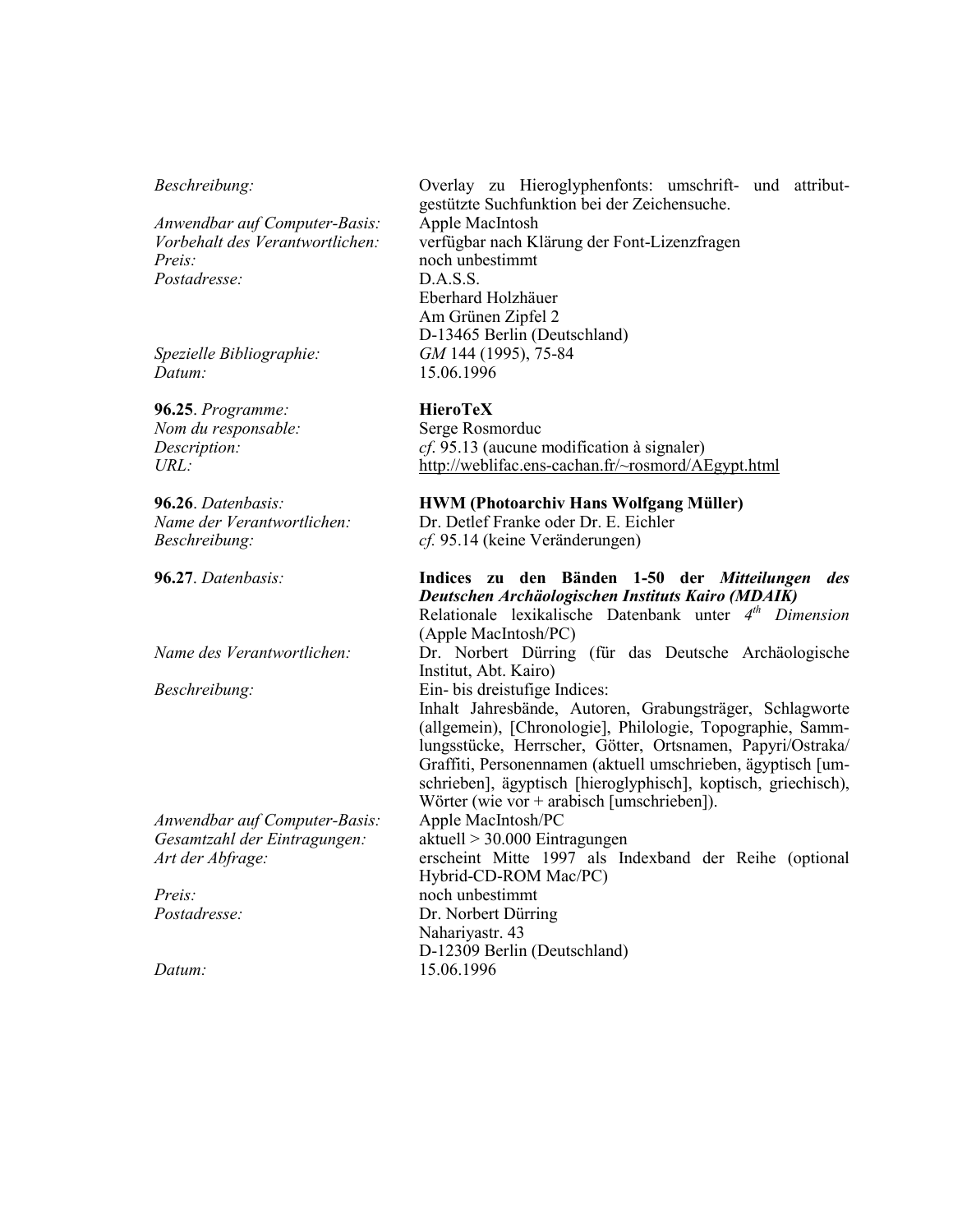*Beschreibung:* Overlay zu Hieroglyphenfonts: umschrift- und attributgestützte Suchfunktion bei der Zeichensuche.
*Anwendbar auf Computer-Basis:* Apple MacIntosh
*Vorbehalt des Verantwortlichen:* verfügbar nach Klärung der Font-Lizenzfragen
*Preis:* noch unbestimmt
*Postadresse:* D.A.S.S.
Eberhard Holzhäuer
Am Grünen Zipfel 2
D-13465 Berlin (Deutschland)
*Spezielle Bibliographie:* *GM* 144 (1995), 75-84
*Datum:* 15.06.1996

**96.25**. *Programme:* **HieroTeX**
*Nom du responsable:* Serge Rosmorduc
*Description:* *cf*. 95.13 (aucune modification à signaler)
*URL:* http://weblifac.ens-cachan.fr/~rosmord/AEgypt.html

**96.26**. *Datenbasis:* **HWM (Photoarchiv Hans Wolfgang Müller)**
*Name der Verantwortlichen:* Dr. Detlef Franke oder Dr. E. Eichler
*Beschreibung:* *cf.* 95.14 (keine Veränderungen)

**96.27**. *Datenbasis:* **Indices zu den Bänden 1-50 der *Mitteilungen des Deutschen Archäologischen Instituts Kairo (MDAIK)***
Relationale lexikalische Datenbank unter *4th Dimension* (Apple MacIntosh/PC)
*Name des Verantwortlichen:* Dr. Norbert Dürring (für das Deutsche Archäologische Institut, Abt. Kairo)
*Beschreibung:* Ein- bis dreistufige Indices:
Inhalt Jahresbände, Autoren, Grabungsträger, Schlagworte (allgemein), [Chronologie], Philologie, Topographie, Sammlungsstücke, Herrscher, Götter, Ortsnamen, Papyri/Ostraka/Graffiti, Personennamen (aktuell umschrieben, ägyptisch [umschrieben], ägyptisch [hieroglyphisch], koptisch, griechisch), Wörter (wie vor + arabisch [umschrieben]).
*Anwendbar auf Computer-Basis:* Apple MacIntosh/PC
*Gesamtzahl der Eintragungen:* aktuell > 30.000 Eintragungen
*Art der Abfrage:* erscheint Mitte 1997 als Indexband der Reihe (optional Hybrid-CD-ROM Mac/PC)
*Preis:* noch unbestimmt
*Postadresse:* Dr. Norbert Dürring
Nahariyastr. 43
D-12309 Berlin (Deutschland)
*Datum:* 15.06.1996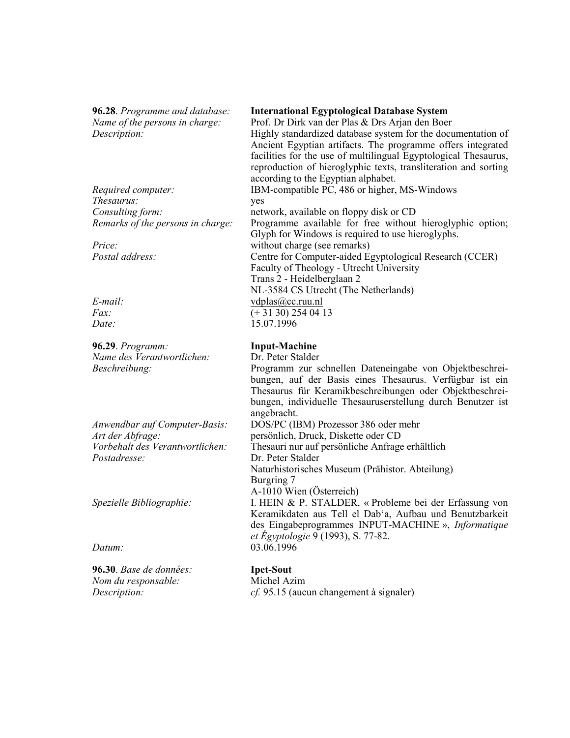**96.28**. *Programme and database:* **International Egyptological Database System**
*Name of the persons in charge:* Prof. Dr Dirk van der Plas & Drs Arjan den Boer
*Description:* Highly standardized database system for the documentation of Ancient Egyptian artifacts. The programme offers integrated facilities for the use of multilingual Egyptological Thesaurus, reproduction of hieroglyphic texts, transliteration and sorting according to the Egyptian alphabet.
*Required computer:* IBM-compatible PC, 486 or higher, MS-Windows
*Thesaurus:* yes
*Consulting form:* network, available on floppy disk or CD
*Remarks of the persons in charge:* Programme available for free without hieroglyphic option; Glyph for Windows is required to use hieroglyphs.
*Price:* without charge (see remarks)
*Postal address:* Centre for Computer-aided Egyptological Research (CCER)
Faculty of Theology - Utrecht University
Trans 2 - Heidelberglaan 2
NL-3584 CS Utrecht (The Netherlands)
*E-mail:* vdplas@cc.ruu.nl
*Fax:* (+ 31 30) 254 04 13
*Date:* 15.07.1996

**96.29**. *Programm:* **Input-Machine**
*Name des Verantwortlichen:* Dr. Peter Stalder
*Beschreibung:* Programm zur schnellen Dateneingabe von Objektbeschreibungen, auf der Basis eines Thesaurus. Verfügbar ist ein Thesaurus für Keramikbeschreibungen oder Objektbeschreibungen, individuelle Thesauruserstellung durch Benutzer ist angebracht.
*Anwendbar auf Computer-Basis:* DOS/PC (IBM) Prozessor 386 oder mehr
*Art der Abfrage:* persönlich, Druck, Diskette oder CD
*Vorbehalt des Verantwortlichen:* Thesauri nur auf persönliche Anfrage erhältlich
*Postadresse:* Dr. Peter Stalder
Naturhistorisches Museum (Prähistor. Abteilung)
Burgring 7
A-1010 Wien (Österreich)
*Spezielle Bibliographie:* I. HEIN & P. STALDER, « Probleme bei der Erfassung von Keramikdaten aus Tell el Dab'a, Aufbau und Benutzbarkeit des Eingabeprogrammes INPUT-MACHINE », *Informatique et Égyptologie* 9 (1993), S. 77-82.
*Datum:* 03.06.1996

**96.30**. *Base de données:* **Ipet-Sout**
*Nom du responsable:* Michel Azim
*Description:* *cf.* 95.15 (aucun changement à signaler)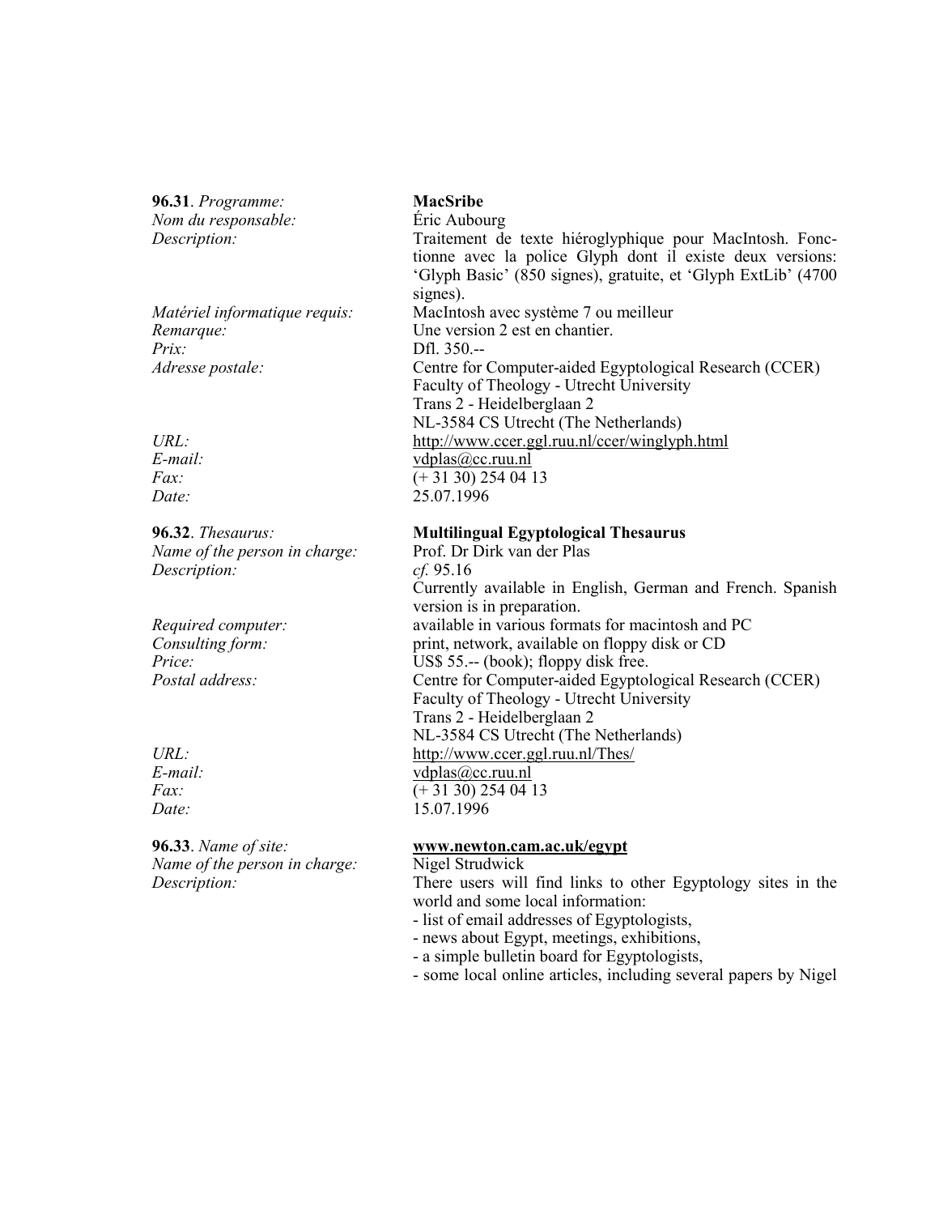**96.31**. *Programme:* **MacSribe**
*Nom du responsable:* Éric Aubourg
*Description:* Traitement de texte hiéroglyphique pour MacIntosh. Fonctionne avec la police Glyph dont il existe deux versions: 'Glyph Basic' (850 signes), gratuite, et 'Glyph ExtLib' (4700 signes).
*Matériel informatique requis:* MacIntosh avec système 7 ou meilleur
*Remarque:* Une version 2 est en chantier.
*Prix:* Dfl. 350.--
*Adresse postale:* Centre for Computer-aided Egyptological Research (CCER)
Faculty of Theology - Utrecht University
Trans 2 - Heidelberglaan 2
NL-3584 CS Utrecht (The Netherlands)
*URL:* http://www.ccer.ggl.ruu.nl/ccer/winglyph.html
*E-mail:* vdplas@cc.ruu.nl
*Fax:* (+ 31 30) 254 04 13
*Date:* 25.07.1996

**96.32**. *Thesaurus:* **Multilingual Egyptological Thesaurus**
*Name of the person in charge:* Prof. Dr Dirk van der Plas
*Description:* *cf.* 95.16
Currently available in English, German and French. Spanish version is in preparation.
*Required computer:* available in various formats for macintosh and PC
*Consulting form:* print, network, available on floppy disk or CD
*Price:* US$ 55.-- (book); floppy disk free.
*Postal address:* Centre for Computer-aided Egyptological Research (CCER)
Faculty of Theology - Utrecht University
Trans 2 - Heidelberglaan 2
NL-3584 CS Utrecht (The Netherlands)
*URL:* http://www.ccer.ggl.ruu.nl/Thes/
*E-mail:* vdplas@cc.ruu.nl
*Fax:* (+ 31 30) 254 04 13
*Date:* 15.07.1996

**96.33**. *Name of site:* **www.newton.cam.ac.uk/egypt**
*Name of the person in charge:* Nigel Strudwick
*Description:* There users will find links to other Egyptology sites in the world and some local information:
- list of email addresses of Egyptologists,
- news about Egypt, meetings, exhibitions,
- a simple bulletin board for Egyptologists,
- some local online articles, including several papers by Nigel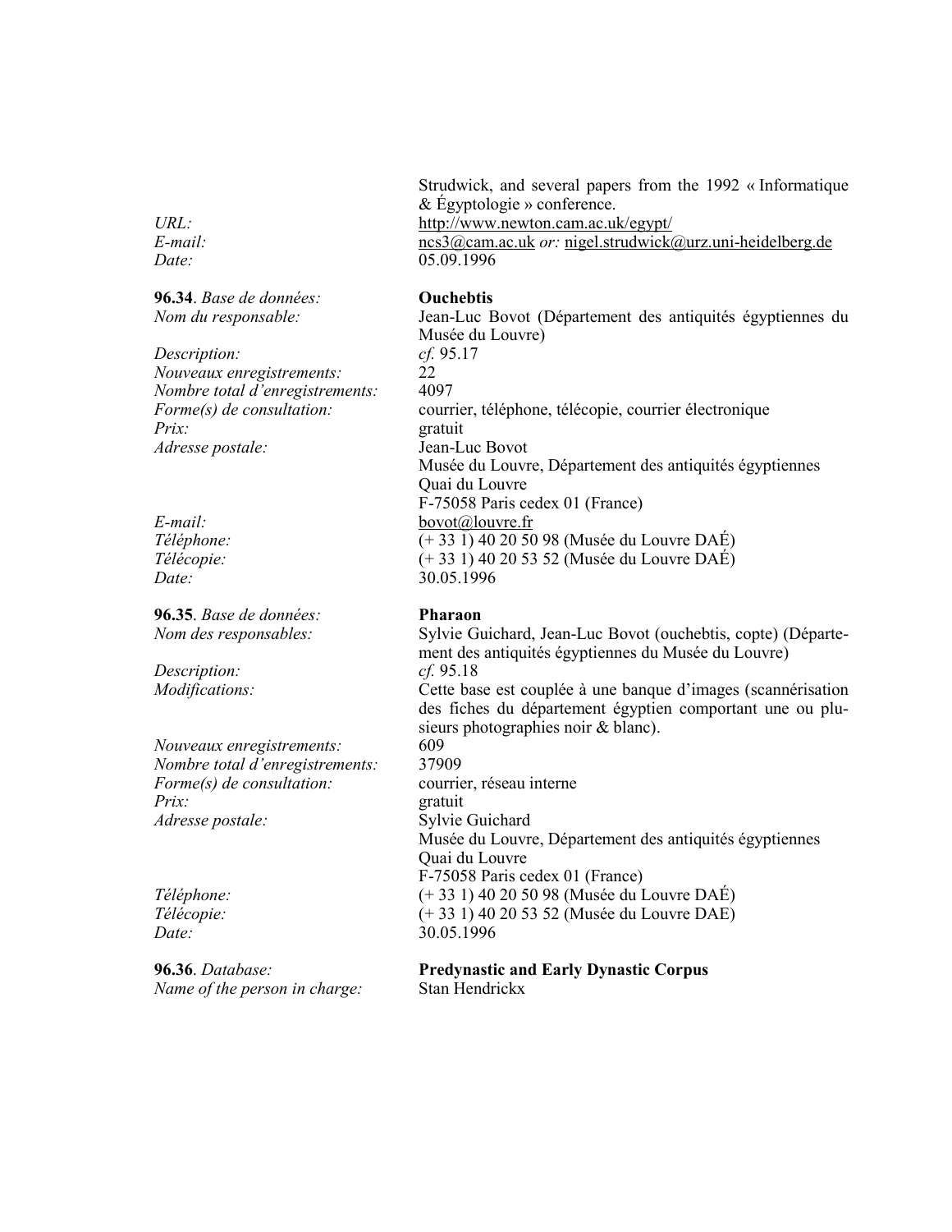Strudwick, and several papers from the 1992 « Informatique & Égyptologie » conference.

*URL:* http://www.newton.cam.ac.uk/egypt/
*E-mail:* ncs3@cam.ac.uk *or:* nigel.strudwick@urz.uni-heidelberg.de
*Date:* 05.09.1996

**96.34**. *Base de données:* **Ouchebtis**
*Nom du responsable:* Jean-Luc Bovot (Département des antiquités égyptiennes du Musée du Louvre)
*Description:* *cf.* 95.17
*Nouveaux enregistrements:* 22
*Nombre total d'enregistrements:* 4097
*Forme(s) de consultation:* courrier, téléphone, télécopie, courrier électronique
*Prix:* gratuit
*Adresse postale:* Jean-Luc Bovot
Musée du Louvre, Département des antiquités égyptiennes
Quai du Louvre
F-75058 Paris cedex 01 (France)
*E-mail:* bovot@louvre.fr
*Téléphone:* (+ 33 1) 40 20 50 98 (Musée du Louvre DAÉ)
*Télécopie:* (+ 33 1) 40 20 53 52 (Musée du Louvre DAÉ)
*Date:* 30.05.1996

**96.35**. *Base de données:* **Pharaon**
*Nom des responsables:* Sylvie Guichard, Jean-Luc Bovot (ouchebtis, copte) (Département des antiquités égyptiennes du Musée du Louvre)
*Description:* *cf.* 95.18
*Modifications:* Cette base est couplée à une banque d'images (scannérisation des fiches du département égyptien comportant une ou plusieurs photographies noir & blanc).
*Nouveaux enregistrements:* 609
*Nombre total d'enregistrements:* 37909
*Forme(s) de consultation:* courrier, réseau interne
*Prix:* gratuit
*Adresse postale:* Sylvie Guichard
Musée du Louvre, Département des antiquités égyptiennes
Quai du Louvre
F-75058 Paris cedex 01 (France)
*Téléphone:* (+ 33 1) 40 20 50 98 (Musée du Louvre DAÉ)
*Télécopie:* (+ 33 1) 40 20 53 52 (Musée du Louvre DAE)
*Date:* 30.05.1996

**96.36**. *Database:* **Predynastic and Early Dynastic Corpus**
*Name of the person in charge:* Stan Hendrickx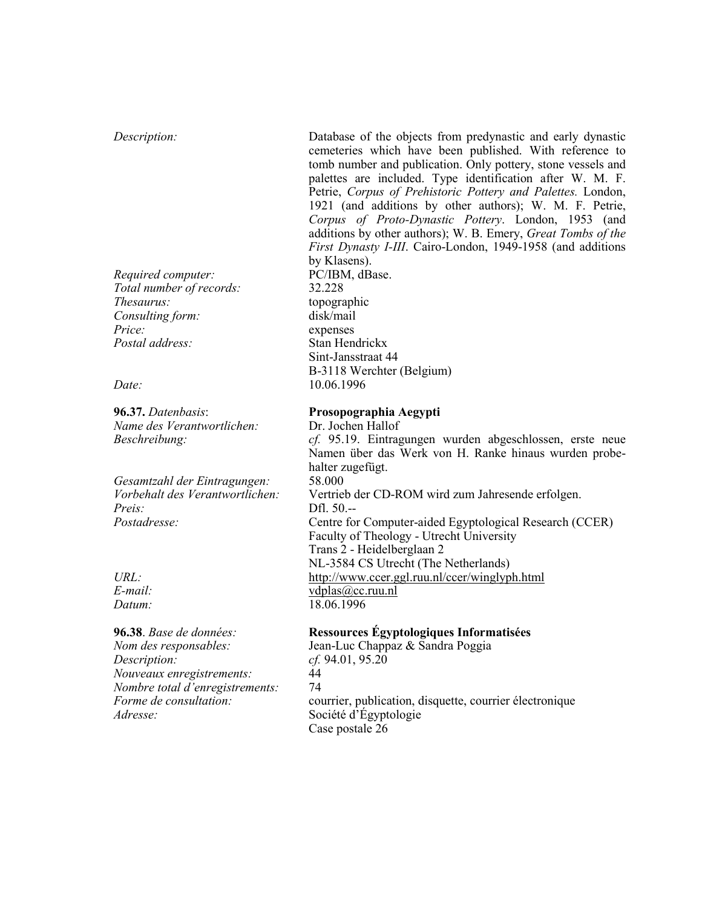*Description:* Database of the objects from predynastic and early dynastic cemeteries which have been published. With reference to tomb number and publication. Only pottery, stone vessels and palettes are included. Type identification after W. M. F. Petrie, *Corpus of Prehistoric Pottery and Palettes.* London, 1921 (and additions by other authors); W. M. F. Petrie, *Corpus of Proto-Dynastic Pottery*. London, 1953 (and additions by other authors); W. B. Emery, *Great Tombs of the First Dynasty I-III*. Cairo-London, 1949-1958 (and additions by Klasens).
*Required computer:* PC/IBM, dBase.
*Total number of records:* 32.228
*Thesaurus:* topographic
*Consulting form:* disk/mail
*Price:* expenses
*Postal address:* Stan Hendrickx
Sint-Jansstraat 44
B-3118 Werchter (Belgium)
*Date:* 10.06.1996

**96.37.** *Datenbasis*: **Prosopographia Aegypti**
*Name des Verantwortlichen:* Dr. Jochen Hallof
*Beschreibung:* *cf.* 95.19. Eintragungen wurden abgeschlossen, erste neue Namen über das Werk von H. Ranke hinaus wurden probehalter zugefügt.
*Gesamtzahl der Eintragungen:* 58.000
*Vorbehalt des Verantwortlichen:* Vertrieb der CD-ROM wird zum Jahresende erfolgen.
*Preis:* Dfl. 50.--
*Postadresse:* Centre for Computer-aided Egyptological Research (CCER)
Faculty of Theology - Utrecht University
Trans 2 - Heidelberglaan 2
NL-3584 CS Utrecht (The Netherlands)
*URL:* http://www.ccer.ggl.ruu.nl/ccer/winglyph.html
*E-mail:* vdplas@cc.ruu.nl
*Datum:* 18.06.1996

**96.38**. *Base de données:* **Ressources Égyptologiques Informatisées**
*Nom des responsables:* Jean-Luc Chappaz & Sandra Poggia
*Description:* *cf.* 94.01, 95.20
*Nouveaux enregistrements:* 44
*Nombre total d'enregistrements:* 74
*Forme de consultation:* courrier, publication, disquette, courrier électronique
*Adresse:* Société d'Égyptologie
Case postale 26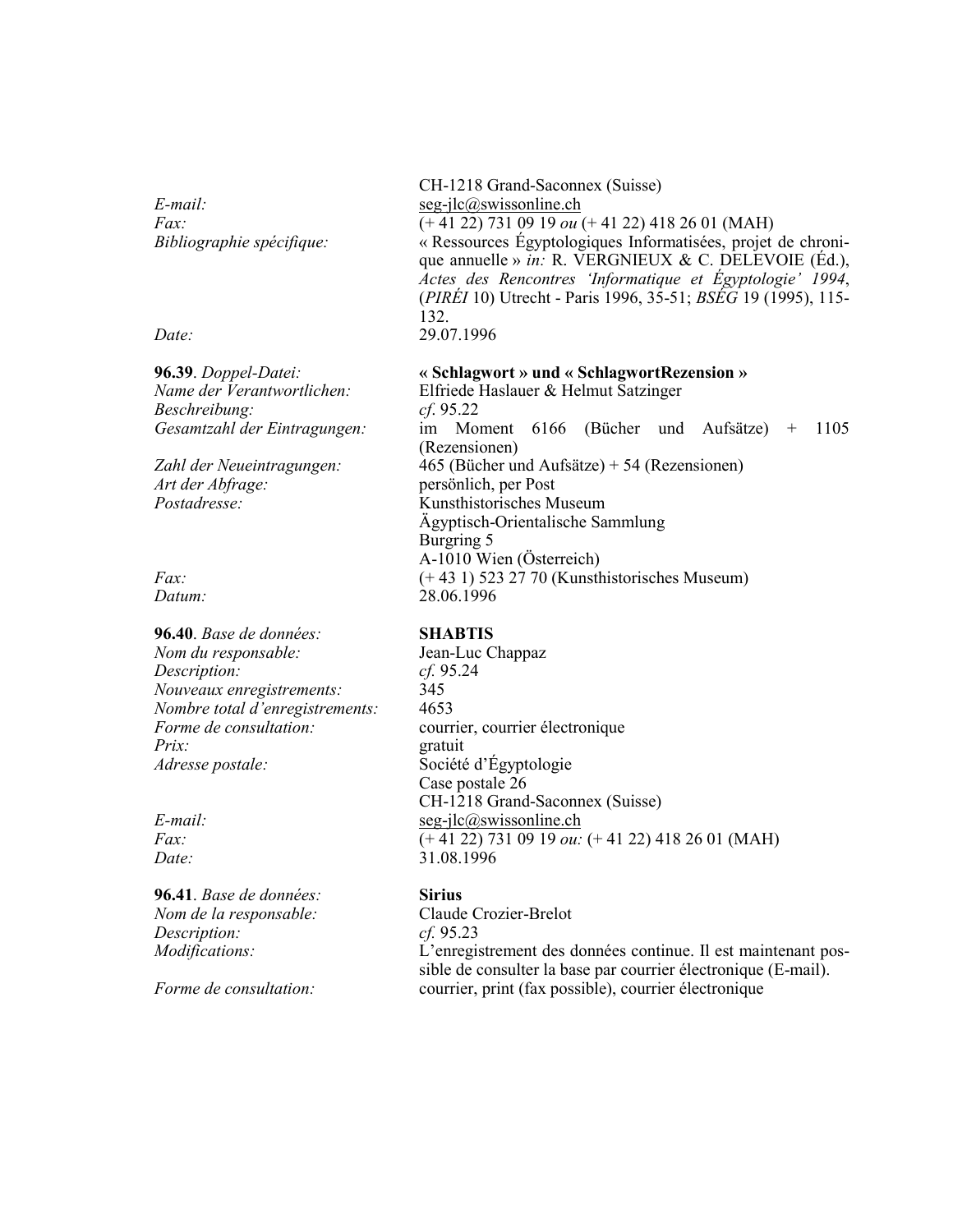CH-1218 Grand-Saconnex (Suisse)

*E-mail:* seg-jlc@swissonline.ch
*Fax:* (+ 41 22) 731 09 19 *ou* (+ 41 22) 418 26 01 (MAH)
*Bibliographie spécifique:* « Ressources Égyptologiques Informatisées, projet de chronique annuelle » *in:* R. VERGNIEUX & C. DELEVOIE (Éd.), *Actes des Rencontres 'Informatique et Égyptologie' 1994*, (*PIRÉI* 10) Utrecht - Paris 1996, 35-51; *BSÉG* 19 (1995), 115-132.
*Date:* 29.07.1996

**96.39**. *Doppel-Datei:* **« Schlagwort » und « SchlagwortRezension »**
*Name der Verantwortlichen:* Elfriede Haslauer & Helmut Satzinger
*Beschreibung:* *cf*. 95.22
*Gesamtzahl der Eintragungen:* im Moment 6166 (Bücher und Aufsätze) + 1105 (Rezensionen)
*Zahl der Neueintragungen:* 465 (Bücher und Aufsätze) + 54 (Rezensionen)
*Art der Abfrage:* persönlich, per Post
*Postadresse:* Kunsthistorisches Museum
Ägyptisch-Orientalische Sammlung
Burgring 5
A-1010 Wien (Österreich)
*Fax:* (+ 43 1) 523 27 70 (Kunsthistorisches Museum)
*Datum:* 28.06.1996

**96.40**. *Base de données:* **SHABTIS**
*Nom du responsable:* Jean-Luc Chappaz
*Description:* *cf.* 95.24
*Nouveaux enregistrements:* 345
*Nombre total d'enregistrements:* 4653
*Forme de consultation:* courrier, courrier électronique
*Prix:* gratuit
*Adresse postale:* Société d'Égyptologie
Case postale 26
CH-1218 Grand-Saconnex (Suisse)
*E-mail:* seg-jlc@swissonline.ch
*Fax:* (+ 41 22) 731 09 19 *ou:* (+ 41 22) 418 26 01 (MAH)
*Date:* 31.08.1996

**96.41**. *Base de données:* **Sirius**
*Nom de la responsable:* Claude Crozier-Brelot
*Description:* *cf.* 95.23
*Modifications:* L'enregistrement des données continue. Il est maintenant possible de consulter la base par courrier électronique (E-mail).
*Forme de consultation:* courrier, print (fax possible), courrier électronique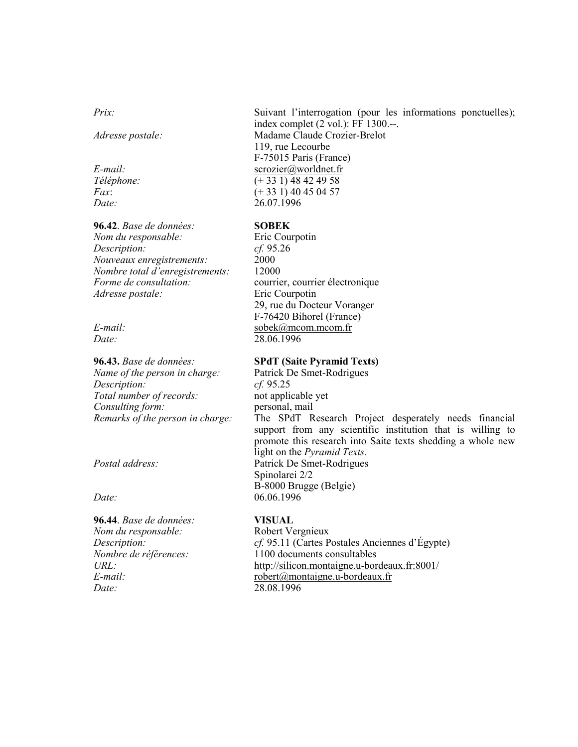*Prix:* Suivant l'interrogation (pour les informations ponctuelles); index complet (2 vol.): FF 1300.--.
*Adresse postale:* Madame Claude Crozier-Brelot
119, rue Lecourbe
F-75015 Paris (France)
*E-mail:* scrozier@worldnet.fr
*Téléphone:* (+ 33 1) 48 42 49 58
*Fax*: (+ 33 1) 40 45 04 57
*Date:* 26.07.1996

**96.42**. *Base de données:* **SOBEK**
*Nom du responsable:* Eric Courpotin
*Description:* *cf.* 95.26
*Nouveaux enregistrements:* 2000
*Nombre total d'enregistrements:* 12000
*Forme de consultation:* courrier, courrier électronique
*Adresse postale:* Eric Courpotin
29, rue du Docteur Voranger
F-76420 Bihorel (France)
*E-mail:* sobek@mcom.mcom.fr
*Date:* 28.06.1996

**96.43.** *Base de données:* **SPdT (Saite Pyramid Texts)**
*Name of the person in charge:* Patrick De Smet-Rodrigues
*Description:* *cf.* 95.25
*Total number of records:* not applicable yet
*Consulting form:* personal, mail
*Remarks of the person in charge:* The SPdT Research Project desperately needs financial support from any scientific institution that is willing to promote this research into Saite texts shedding a whole new light on the *Pyramid Texts*.
*Postal address:* Patrick De Smet-Rodrigues
Spinolarei 2/2
B-8000 Brugge (Belgie)
*Date:* 06.06.1996

**96.44**. *Base de données:* **VISUAL**
*Nom du responsable:* Robert Vergnieux
*Description:* *cf.* 95.11 (Cartes Postales Anciennes d'Égypte)
*Nombre de références:* 1100 documents consultables
*URL:* http://silicon.montaigne.u-bordeaux.fr:8001/
*E-mail:* robert@montaigne.u-bordeaux.fr
*Date:* 28.08.1996